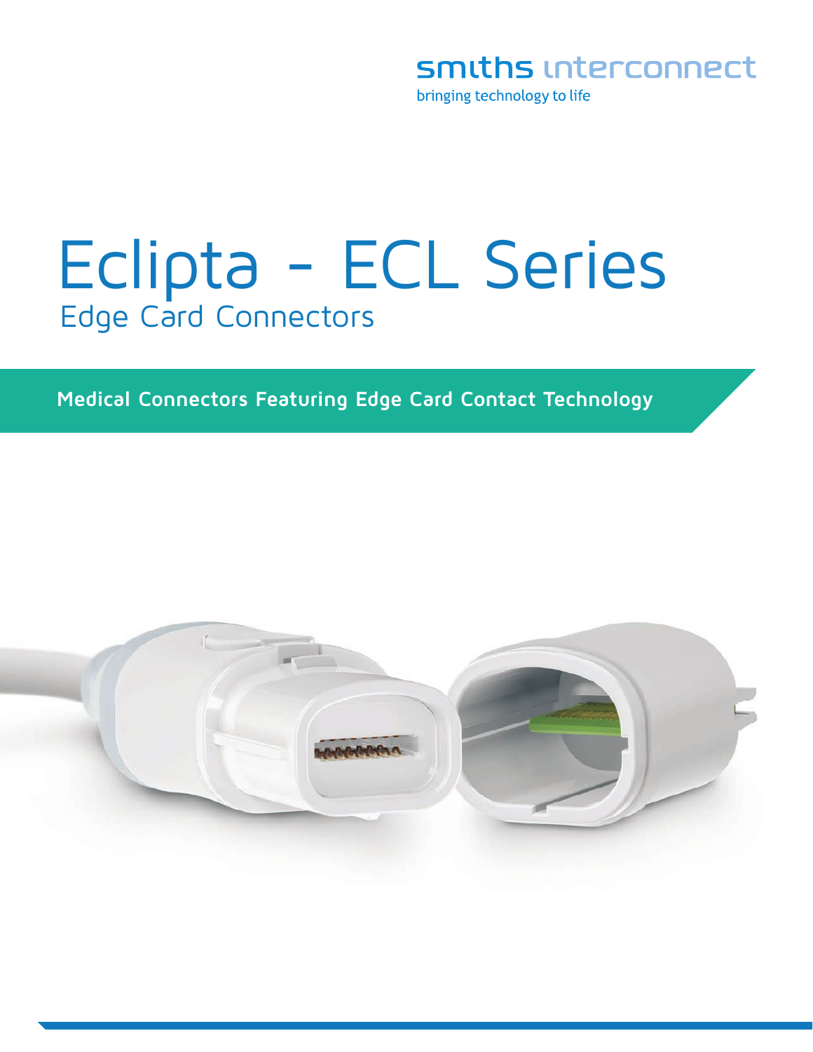smiths interconnect

bringing technology to life

# Eclipta - ECL Series

## Edge Card Connectors

**Medical Connectors Featuring Edge Card Contact Technology**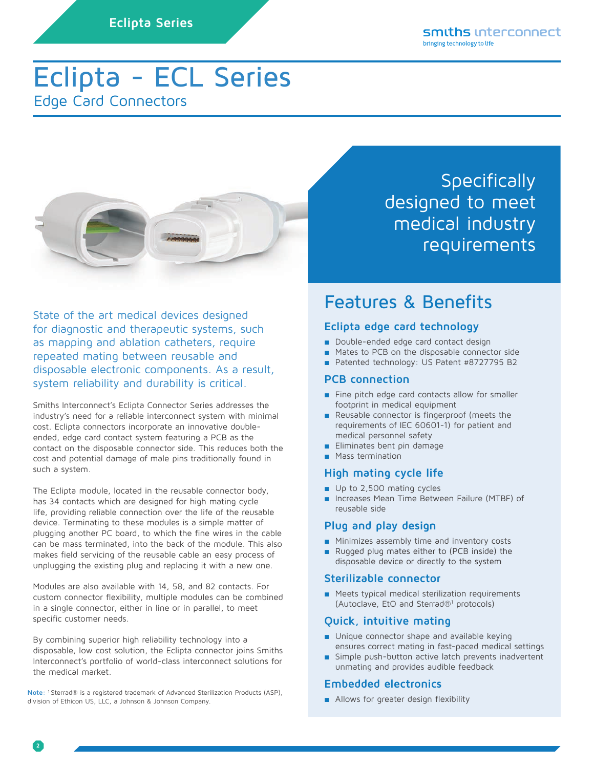# Eclipta - ECL Series

## Edge Card Connectors

Specifically designed to meet medical industry requirements

State of the art medical devices designed for diagnostic and therapeutic systems, such as mapping and ablation catheters, require repeated mating between reusable and disposable electronic components. As a result, system reliability and durability is critical.

Smiths Interconnect's Eclipta Connector Series addresses the industry's need for a reliable interconnect system with minimal cost. Eclipta connectors incorporate an innovative double-ended, edge card contact system featuring a PCB as the contact on the disposable connector side. This reduces both the cost and potential damage of male pins traditionally found in such a system.

The Eclipta module, located in the reusable connector body, has 34 contacts which are designed for high mating cycle life, providing reliable connection over the life of the reusable device. Terminating to these modules is a simple matter of plugging another PC board, to which the fine wires in the cable can be mass terminated, into the back of the module. This also makes field servicing of the reusable cable an easy process of unplugging the existing plug and replacing it with a new one.

Modules are also available with 14, 58, and 82 contacts. For custom connector flexibility, multiple modules can be combined in a single connector, either in line or in parallel, to meet specific customer needs.

By combining superior high reliability technology into a disposable, low cost solution, the Eclipta connector joins Smiths Interconnect's portfolio of world-class interconnect solutions for the medical market.

**Note:** [1]Sterrad® is a registered trademark of Advanced Sterilization Products (ASP), division of Ethicon US, LLC, a Johnson & Johnson Company.

## Features & Benefits

### Eclipta edge card technology

- Double-ended edge card contact design
- Mates to PCB on the disposable connector side
- Patented technology: US Patent #8727795 B2

### PCB connection

- Fine pitch edge card contacts allow for smaller footprint in medical equipment
- Reusable connector is fingerproof (meets the requirements of IEC 60601-1) for patient and medical personnel safety
- Eliminates bent pin damage
- Mass termination

### High mating cycle life

- Up to 2,500 mating cycles
- Increases Mean Time Between Failure (MTBF) of reusable side

### Plug and play design

- Minimizes assembly time and inventory costs
- Rugged plug mates either to (PCB inside) the disposable device or directly to the system

### Sterilizable connector

- Meets typical medical sterilization requirements (Autoclave, EtO and Sterrad®[1] protocols)

### Quick, intuitive mating

- Unique connector shape and available keying ensures correct mating in fast-paced medical settings
- Simple push-button active latch prevents inadvertent unmating and provides audible feedback

### Embedded electronics

- Allows for greater design flexibility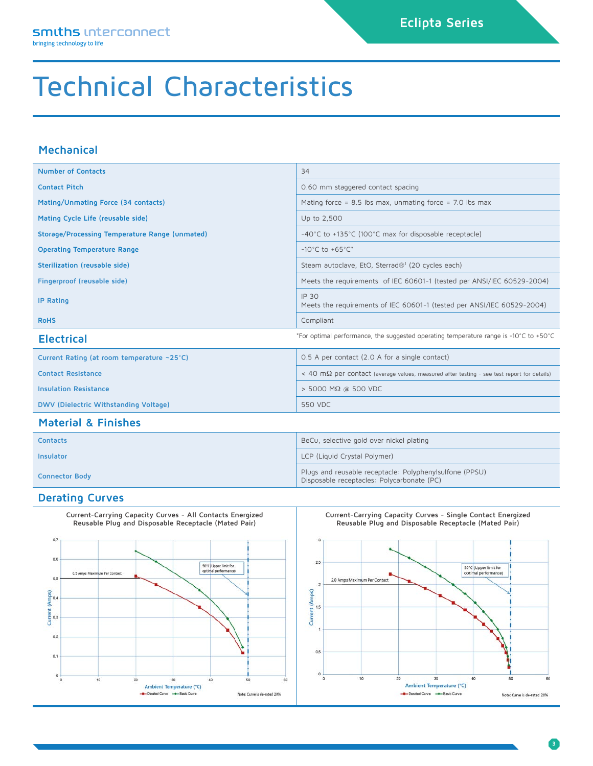# Technical Characteristics

## Mechanical

| | |
|---|---|
| Number of Contacts | 34 |
| Contact Pitch | 0.60 mm staggered contact spacing |
| Mating/Unmating Force (34 contacts) | Mating force = 8.5 lbs max, unmating force = 7.0 lbs max |
| Mating Cycle Life (reusable side) | Up to 2,500 |
| Storage/Processing Temperature Range (unmated) | -40°C to +135°C (100°C max for disposable receptacle) |
| Operating Temperature Range | -10°C to +65°C* |
| Sterilization (reusable side) | Steam autoclave, EtO, Sterrad®[1] (20 cycles each) |
| Fingerproof (reusable side) | Meets the requirements of IEC 60601-1 (tested per ANSI/IEC 60529-2004) |
| IP Rating | IP 30<br>Meets the requirements of IEC 60601-1 (tested per ANSI/IEC 60529-2004) |
| RoHS | Compliant |

*For optimal performance, the suggested operating temperature range is -10°C to +50°C

## Electrical

| | |
|---|---|
| Current Rating (at room temperature ~25°C) | 0.5 A per contact (2.0 A for a single contact) |
| Contact Resistance | < 40 mΩ per contact (average values, measured after testing - see test report for details) |
| Insulation Resistance | > 5000 MΩ @ 500 VDC |
| DWV (Dielectric Withstanding Voltage) | 550 VDC |

## Material & Finishes

| | |
|---|---|
| Contacts | BeCu, selective gold over nickel plating |
| Insulator | LCP (Liquid Crystal Polymer) |
| Connector Body | Plugs and reusable receptacle: Polyphenylsulfone (PPSU)<br>Disposable receptacles: Polycarbonate (PC) |

## Derating Curves

**Current-Carrying Capacity Curves - All Contacts Energized**
**Reusable Plug and Disposable Receptacle (Mated Pair)**

Current (Amps) vs. Ambient Temperature (°C); 0.5 Amps Maximum Per Contact; 50°C (Upper limit for optimal performance); Derated Curve, Basic Curve. Note: Curve is de-rated 20%

**Current-Carrying Capacity Curves - Single Contact Energized**
**Reusable Plug and Disposable Receptacle (Mated Pair)**

Current (Amps) vs. Ambient Temperature (°C); 2.0 Amps Maximum Per Contact; 50°C (Upper limit for optimal performance); Derated Curve, Basic Curve. Note: Curve is de-rated 20%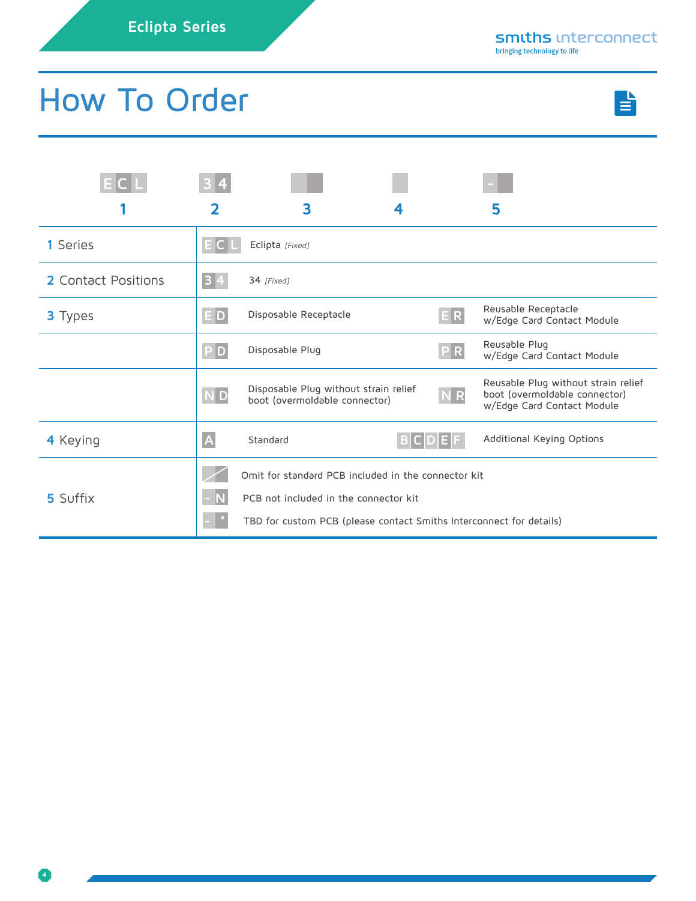# How To Order

| ECL | 34 | | | - |
|---|---|---|---|---|
| 1 | 2 | 3 | 4 | 5 |

| | | | | |
|---|---|---|---|---|
| **1** Series | ECL | Eclipta *[Fixed]* | | |
| **2** Contact Positions | 34 | 34 *[Fixed]* | | |
| **3** Types | ED | Disposable Receptacle | ER | Reusable Receptacle w/Edge Card Contact Module |
| | PD | Disposable Plug | PR | Reusable Plug w/Edge Card Contact Module |
| | ND | Disposable Plug without strain relief boot (overmoldable connector) | NR | Reusable Plug without strain relief boot (overmoldable connector) w/Edge Card Contact Module |
| **4** Keying | A | Standard | BCDEF | Additional Keying Options |
| **5** Suffix | | Omit for standard PCB included in the connector kit | | |
| | -N | PCB not included in the connector kit | | |
| | -* | TBD for custom PCB (please contact Smiths Interconnect for details) | | |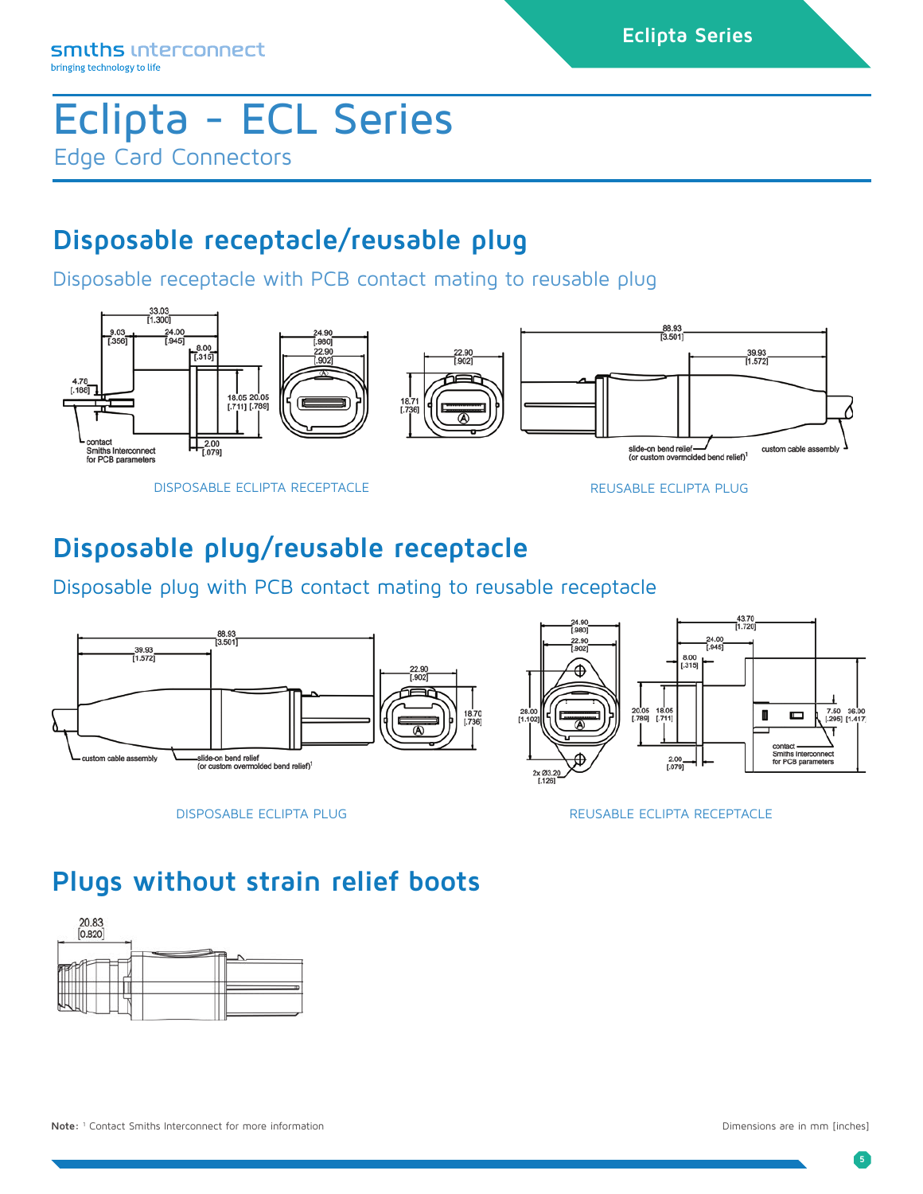# Eclipta - ECL Series

Edge Card Connectors

## Disposable receptacle/reusable plug

Disposable receptacle with PCB contact mating to reusable plug

DISPOSABLE ECLIPTA RECEPTACLE

REUSABLE ECLIPTA PLUG

## Disposable plug/reusable receptacle

Disposable plug with PCB contact mating to reusable receptacle

DISPOSABLE ECLIPTA PLUG

REUSABLE ECLIPTA RECEPTACLE

## Plugs without strain relief boots

**Note:** [1] Contact Smiths Interconnect for more information

Dimensions are in mm [inches]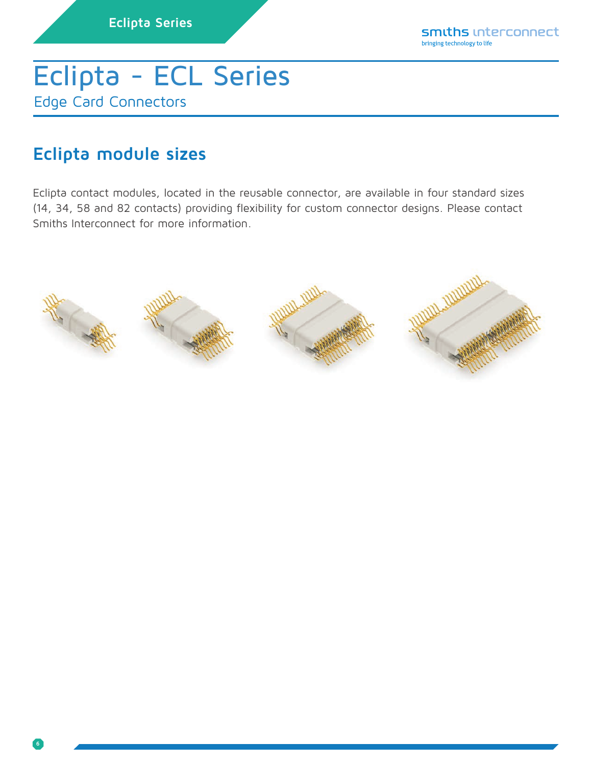# Eclipta - ECL Series

Edge Card Connectors

## Eclipta module sizes

Eclipta contact modules, located in the reusable connector, are available in four standard sizes (14, 34, 58 and 82 contacts) providing flexibility for custom connector designs. Please contact Smiths Interconnect for more information.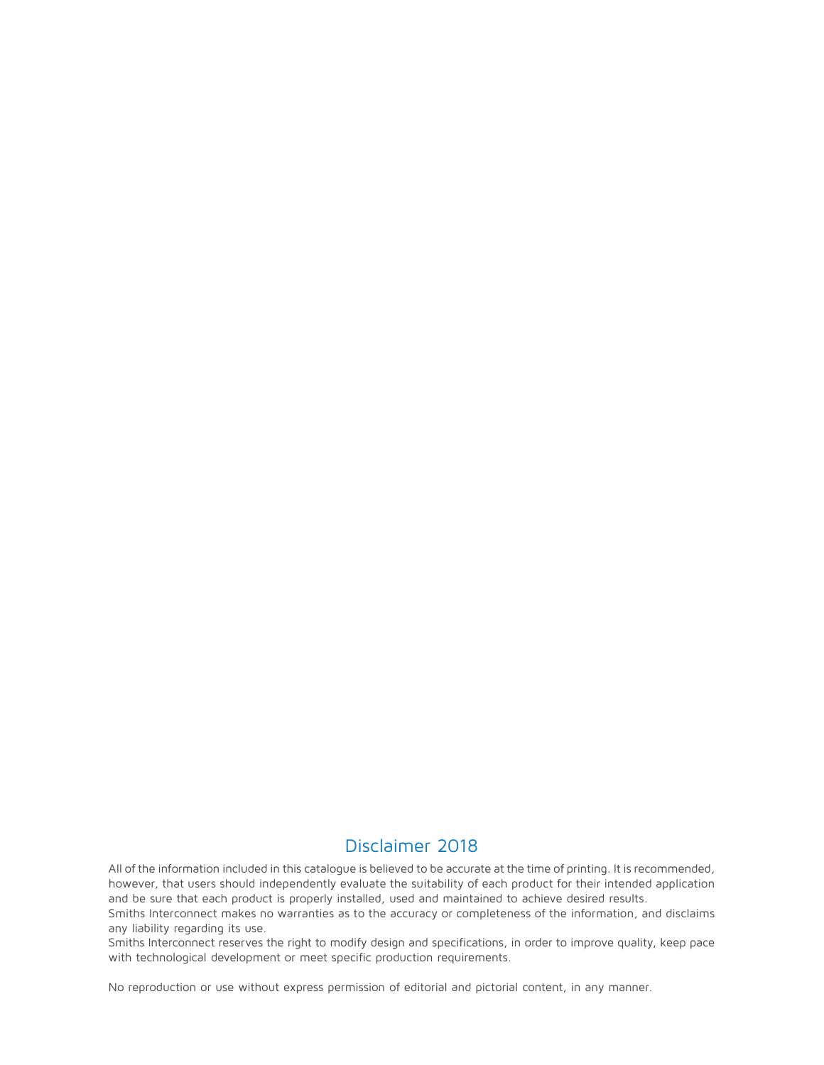## Disclaimer 2018

All of the information included in this catalogue is believed to be accurate at the time of printing. It is recommended, however, that users should independently evaluate the suitability of each product for their intended application and be sure that each product is properly installed, used and maintained to achieve desired results.
Smiths Interconnect makes no warranties as to the accuracy or completeness of the information, and disclaims any liability regarding its use.
Smiths Interconnect reserves the right to modify design and specifications, in order to improve quality, keep pace with technological development or meet specific production requirements.

No reproduction or use without express permission of editorial and pictorial content, in any manner.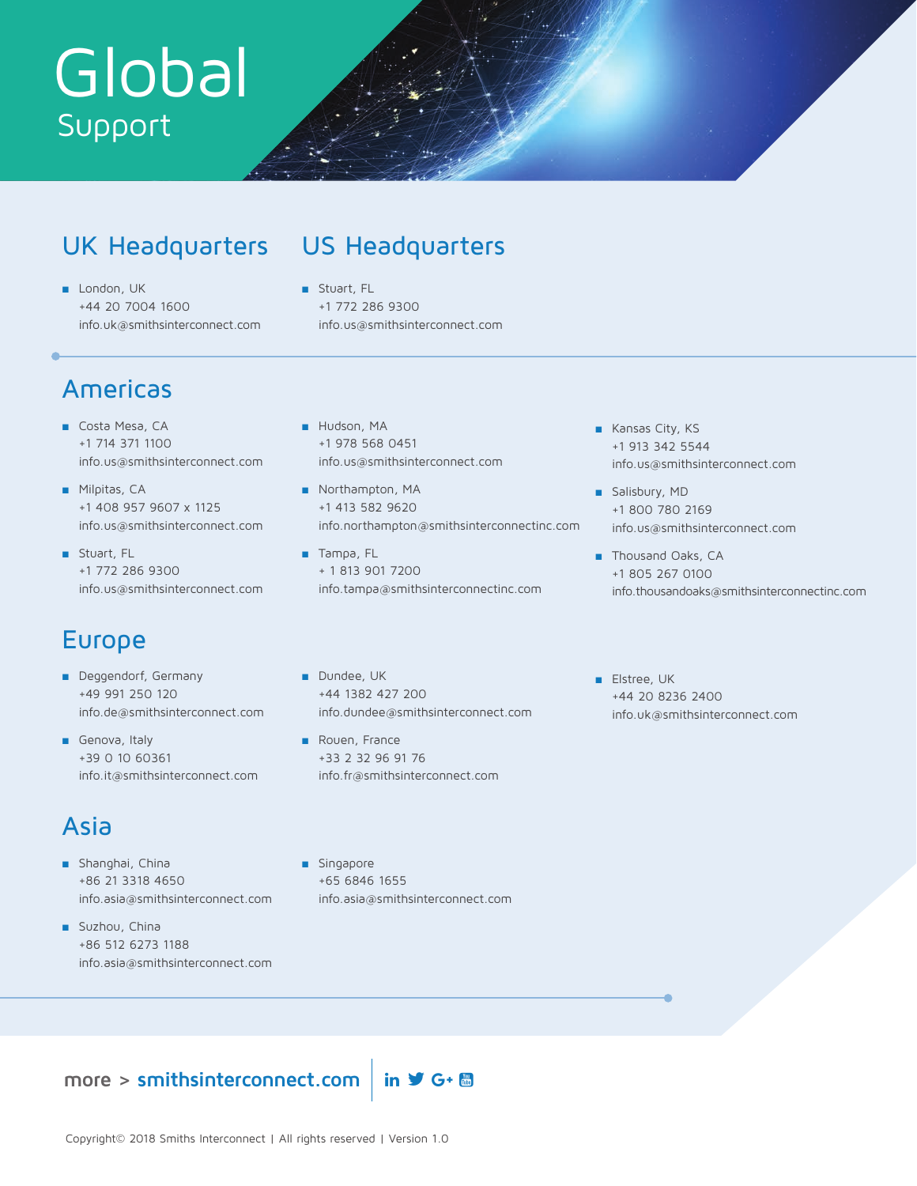# Global
Support

## UK Headquarters

- London, UK
  +44 20 7004 1600
  info.uk@smithsinterconnect.com

## US Headquarters

- Stuart, FL
  +1 772 286 9300
  info.us@smithsinterconnect.com

## Americas

- Costa Mesa, CA
  +1 714 371 1100
  info.us@smithsinterconnect.com
- Milpitas, CA
  +1 408 957 9607 x 1125
  info.us@smithsinterconnect.com
- Stuart, FL
  +1 772 286 9300
  info.us@smithsinterconnect.com
- Hudson, MA
  +1 978 568 0451
  info.us@smithsinterconnect.com
- Northampton, MA
  +1 413 582 9620
  info.northampton@smithsinterconnectinc.com
- Tampa, FL
  + 1 813 901 7200
  info.tampa@smithsinterconnectinc.com
- Kansas City, KS
  +1 913 342 5544
  info.us@smithsinterconnect.com
- Salisbury, MD
  +1 800 780 2169
  info.us@smithsinterconnect.com
- Thousand Oaks, CA
  +1 805 267 0100
  info.thousandoaks@smithsinterconnectinc.com

## Europe

- Deggendorf, Germany
  +49 991 250 120
  info.de@smithsinterconnect.com
- Genova, Italy
  +39 0 10 60361
  info.it@smithsinterconnect.com
- Dundee, UK
  +44 1382 427 200
  info.dundee@smithsinterconnect.com
- Rouen, France
  +33 2 32 96 91 76
  info.fr@smithsinterconnect.com
- Elstree, UK
  +44 20 8236 2400
  info.uk@smithsinterconnect.com

## Asia

- Shanghai, China
  +86 21 3318 4650
  info.asia@smithsinterconnect.com
- Suzhou, China
  +86 512 6273 1188
  info.asia@smithsinterconnect.com
- Singapore
  +65 6846 1655
  info.asia@smithsinterconnect.com

more > **smithsinterconnect.com**

Copyright© 2018 Smiths Interconnect | All rights reserved | Version 1.0